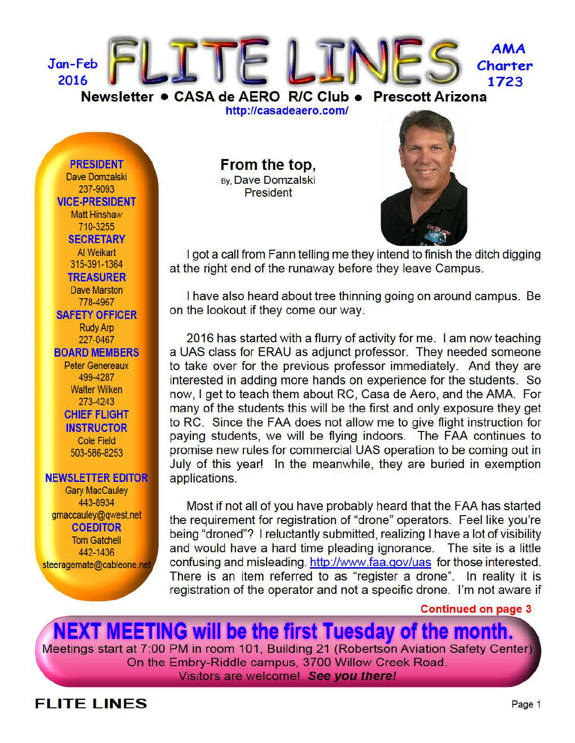Jan-Feb 2016

# FLITE LINES

AMA Charter 1723

**Newsletter • CASA de AERO R/C Club • Prescott Arizona**

http://casadeaero.com/

**PRESIDENT**
Dave Domzalski
237-9093

**VICE-PRESIDENT**
Matt Hinshaw
710-3255

**SECRETARY**
Al Weikart
315-391-1364

**TREASURER**
Dave Marston
778-4967

**SAFETY OFFICER**
Rudy Arp
227-0467

**BOARD MEMBERS**
Peter Genereaux
499-4287
Walter Wilken
273-4243

**CHIEF FLIGHT INSTRUCTOR**
Cole Field
503-586-8253

**NEWSLETTER EDITOR**
Gary MacCauley
443-8934
gmaccauley@qwest.net

**COEDITOR**
Tom Gatchell
442-1436
steeragemate@cableone.net

## From the top,

By, Dave Domzalski
President

I got a call from Fann telling me they intend to finish the ditch digging at the right end of the runaway before they leave Campus.

I have also heard about tree thinning going on around campus. Be on the lookout if they come our way.

2016 has started with a flurry of activity for me. I am now teaching a UAS class for ERAU as adjunct professor. They needed someone to take over for the previous professor immediately. And they are interested in adding more hands on experience for the students. So now, I get to teach them about RC, Casa de Aero, and the AMA. For many of the students this will be the first and only exposure they get to RC. Since the FAA does not allow me to give flight instruction for paying students, we will be flying indoors. The FAA continues to promise new rules for commercial UAS operation to be coming out in July of this year! In the meanwhile, they are buried in exemption applications.

Most if not all of you have probably heard that the FAA has started the requirement for registration of "drone" operators. Feel like you're being "droned"? I reluctantly submitted, realizing I have a lot of visibility and would have a hard time pleading ignorance. The site is a little confusing and misleading. http://www.faa.gov/uas for those interested. There is an item referred to as "register a drone". In reality it is registration of the operator and not a specific drone. I'm not aware if

**Continued on page 3**

## NEXT MEETING will be the first Tuesday of the month.

Meetings start at 7:00 PM in room 101, Building 21 (Robertson Aviation Safety Center)
On the Embry-Riddle campus, 3700 Willow Creek Road.
Visitors are welcome! ***See you there!***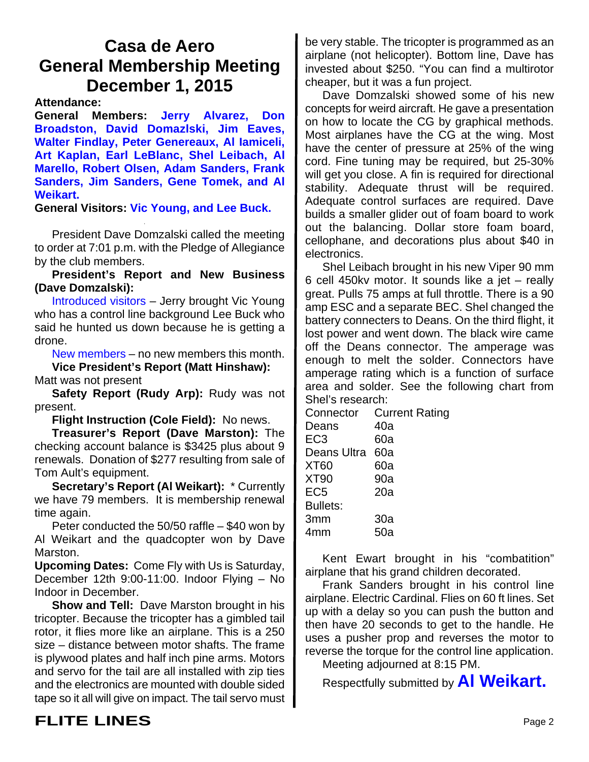# Casa de Aero
# General Membership Meeting
# December 1, 2015

**Attendance:**

**General Members: Jerry Alvarez, Don Broadston, David Domazlski, Jim Eaves, Walter Findlay, Peter Genereaux, Al Iamiceli, Art Kaplan, Earl LeBlanc, Shel Leibach, Al Marello, Robert Olsen, Adam Sanders, Frank Sanders, Jim Sanders, Gene Tomek, and Al Weikart.**

**General Visitors: Vic Young, and Lee Buck.**

President Dave Domzalski called the meeting to order at 7:01 p.m. with the Pledge of Allegiance by the club members.

**President's Report and New Business (Dave Domzalski):**

Introduced visitors – Jerry brought Vic Young who has a control line background Lee Buck who said he hunted us down because he is getting a drone.

New members – no new members this month.

**Vice President's Report (Matt Hinshaw):** Matt was not present

**Safety Report (Rudy Arp):** Rudy was not present.

**Flight Instruction (Cole Field):** No news.

**Treasurer's Report (Dave Marston):** The checking account balance is $3425 plus about 9 renewals. Donation of $277 resulting from sale of Tom Ault's equipment.

**Secretary's Report (Al Weikart):** * Currently we have 79 members. It is membership renewal time again.

Peter conducted the 50/50 raffle – $40 won by Al Weikart and the quadcopter won by Dave Marston.

**Upcoming Dates:** Come Fly with Us is Saturday, December 12th 9:00-11:00. Indoor Flying – No Indoor in December.

**Show and Tell:** Dave Marston brought in his tricopter. Because the tricopter has a gimbled tail rotor, it flies more like an airplane. This is a 250 size – distance between motor shafts. The frame is plywood plates and half inch pine arms. Motors and servo for the tail are all installed with zip ties and the electronics are mounted with double sided tape so it all will give on impact. The tail servo must be very stable. The tricopter is programmed as an airplane (not helicopter). Bottom line, Dave has invested about $250. "You can find a multirotor cheaper, but it was a fun project.

Dave Domzalski showed some of his new concepts for weird aircraft. He gave a presentation on how to locate the CG by graphical methods. Most airplanes have the CG at the wing. Most have the center of pressure at 25% of the wing cord. Fine tuning may be required, but 25-30% will get you close. A fin is required for directional stability. Adequate thrust will be required. Adequate control surfaces are required. Dave builds a smaller glider out of foam board to work out the balancing. Dollar store foam board, cellophane, and decorations plus about $40 in electronics.

Shel Leibach brought in his new Viper 90 mm 6 cell 450kv motor. It sounds like a jet – really great. Pulls 75 amps at full throttle. There is a 90 amp ESC and a separate BEC. Shel changed the battery connecters to Deans. On the third flight, it lost power and went down. The black wire came off the Deans connector. The amperage was enough to melt the solder. Connectors have amperage rating which is a function of surface area and solder. See the following chart from Shel's research:

| Connector | Current Rating |
|---|---|
| Deans | 40a |
| EC3 | 60a |
| Deans Ultra | 60a |
| XT60 | 60a |
| XT90 | 90a |
| EC5 | 20a |
| Bullets: | |
| 3mm | 30a |
| 4mm | 50a |

Kent Ewart brought in his "combatition" airplane that his grand children decorated.

Frank Sanders brought in his control line airplane. Electric Cardinal. Flies on 60 ft lines. Set up with a delay so you can push the button and then have 20 seconds to get to the handle. He uses a pusher prop and reverses the motor to reverse the torque for the control line application.

Meeting adjourned at 8:15 PM.

Respectfully submitted by **Al Weikart.**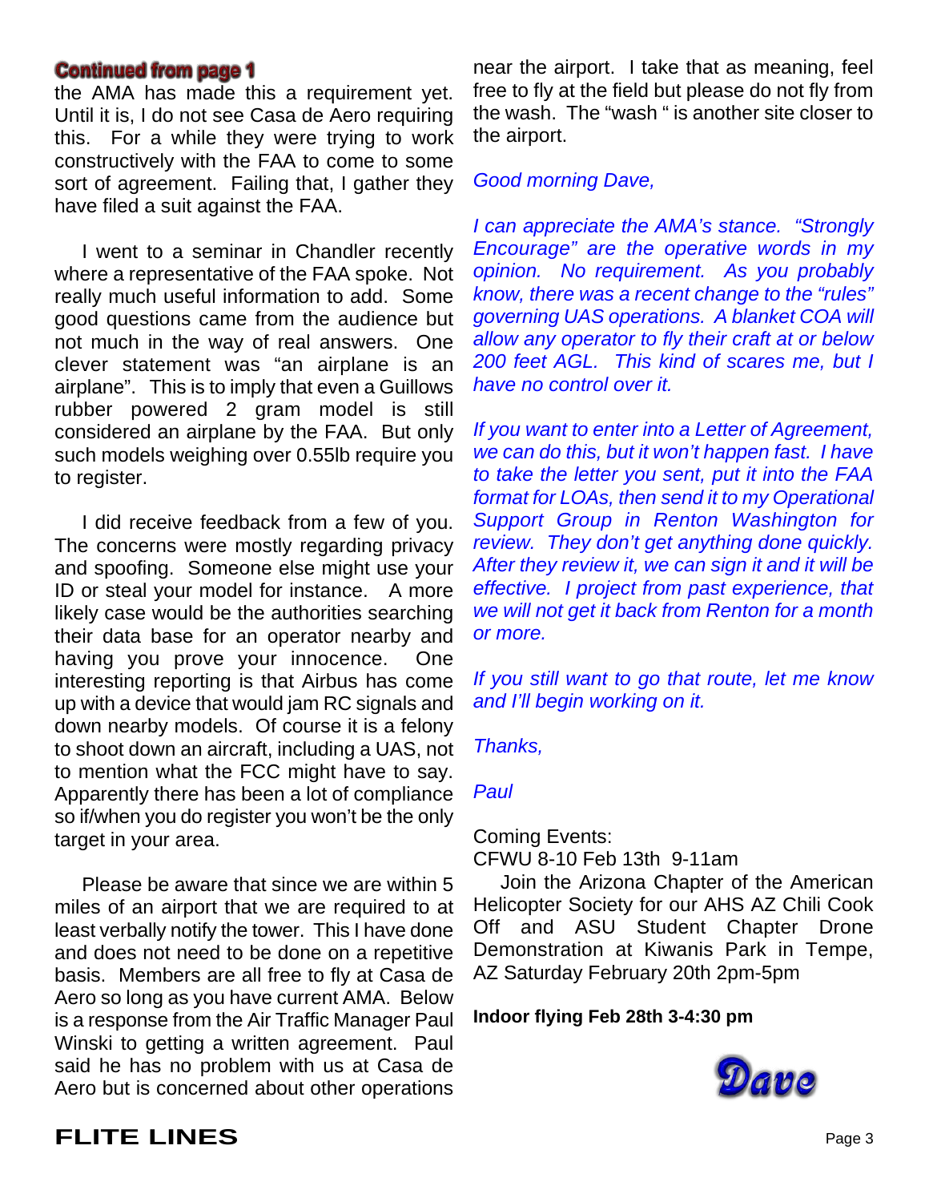**Continued from page 1**

the AMA has made this a requirement yet. Until it is, I do not see Casa de Aero requiring this. For a while they were trying to work constructively with the FAA to come to some sort of agreement. Failing that, I gather they have filed a suit against the FAA.

I went to a seminar in Chandler recently where a representative of the FAA spoke. Not really much useful information to add. Some good questions came from the audience but not much in the way of real answers. One clever statement was "an airplane is an airplane". This is to imply that even a Guillows rubber powered 2 gram model is still considered an airplane by the FAA. But only such models weighing over 0.55lb require you to register.

I did receive feedback from a few of you. The concerns were mostly regarding privacy and spoofing. Someone else might use your ID or steal your model for instance. A more likely case would be the authorities searching their data base for an operator nearby and having you prove your innocence. One interesting reporting is that Airbus has come up with a device that would jam RC signals and down nearby models. Of course it is a felony to shoot down an aircraft, including a UAS, not to mention what the FCC might have to say. Apparently there has been a lot of compliance so if/when you do register you won't be the only target in your area.

Please be aware that since we are within 5 miles of an airport that we are required to at least verbally notify the tower. This I have done and does not need to be done on a repetitive basis. Members are all free to fly at Casa de Aero so long as you have current AMA. Below is a response from the Air Traffic Manager Paul Winski to getting a written agreement. Paul said he has no problem with us at Casa de Aero but is concerned about other operations near the airport. I take that as meaning, feel free to fly at the field but please do not fly from the wash. The "wash " is another site closer to the airport.

*Good morning Dave,*

*I can appreciate the AMA's stance. "Strongly Encourage" are the operative words in my opinion. No requirement. As you probably know, there was a recent change to the "rules" governing UAS operations. A blanket COA will allow any operator to fly their craft at or below 200 feet AGL. This kind of scares me, but I have no control over it.*

*If you want to enter into a Letter of Agreement, we can do this, but it won't happen fast. I have to take the letter you sent, put it into the FAA format for LOAs, then send it to my Operational Support Group in Renton Washington for review. They don't get anything done quickly. After they review it, we can sign it and it will be effective. I project from past experience, that we will not get it back from Renton for a month or more.*

*If you still want to go that route, let me know and I'll begin working on it.*

*Thanks,*

*Paul*

Coming Events:

CFWU 8-10 Feb 13th 9-11am

Join the Arizona Chapter of the American Helicopter Society for our AHS AZ Chili Cook Off and ASU Student Chapter Drone Demonstration at Kiwanis Park in Tempe, AZ Saturday February 20th 2pm-5pm

**Indoor flying Feb 28th 3-4:30 pm**

Dave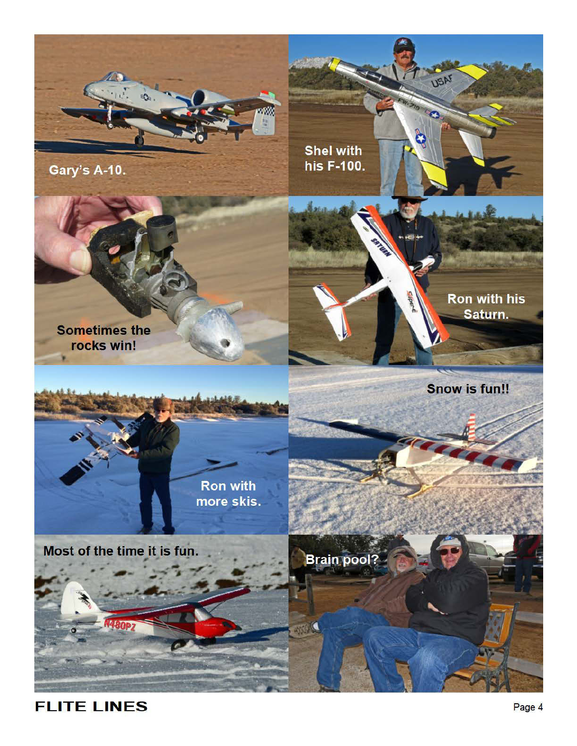Gary's A-10.

Shel with his F-100.

Sometimes the rocks win!

Ron with his Saturn.

Ron with more skis.

Snow is fun!!

Most of the time it is fun.

Brain pool?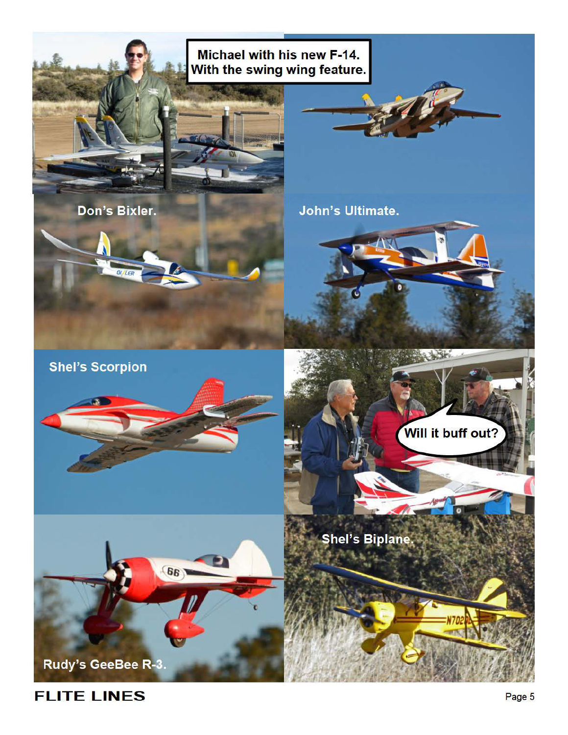Michael with his new F-14. With the swing wing feature.

Don's Bixler.

John's Ultimate.

Shel's Scorpion

Will it buff out?

Shel's Biplane.

Rudy's GeeBee R-3.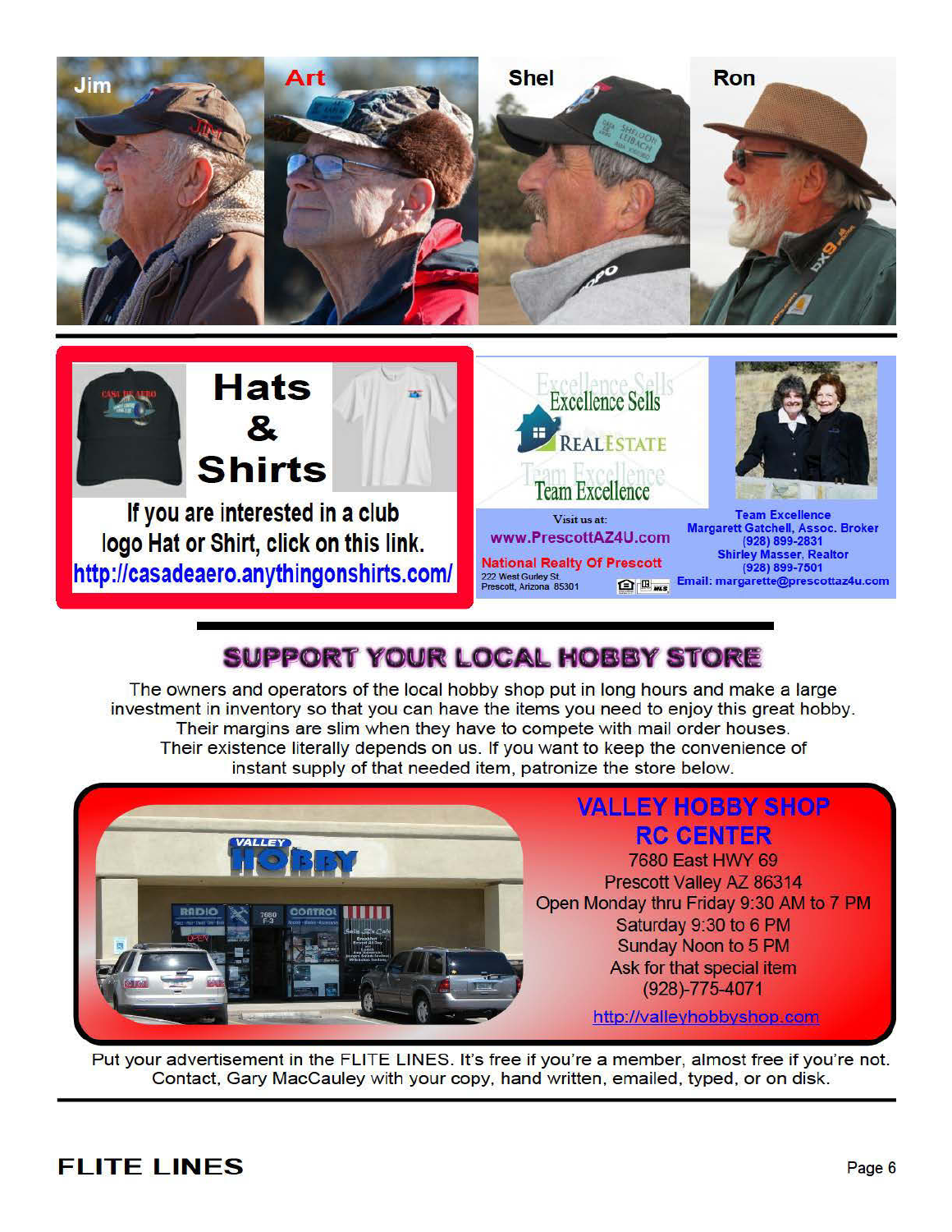Jim

Art

Shel

Ron

## Hats & Shirts

If you are interested in a club logo Hat or Shirt, click on this link.

http://casadeaero.anythingonshirts.com/

Excellence Sells

REAL ESTATE

Team Excellence

Visit us at:

www.PrescottAZ4U.com

National Realty Of Prescott

222 West Gurley St.
Prescott, Arizona 85301

Team Excellence
Margarett Gatchell, Assoc. Broker
(928) 899-2831
Shirley Masser, Realtor
(928) 899-7501
Email: margarette@prescottaz4u.com

## SUPPORT YOUR LOCAL HOBBY STORE

The owners and operators of the local hobby shop put in long hours and make a large investment in inventory so that you can have the items you need to enjoy this great hobby. Their margins are slim when they have to compete with mail order houses. Their existence literally depends on us. If you want to keep the convenience of instant supply of that needed item, patronize the store below.

### VALLEY HOBBY SHOP RC CENTER

7680 East HWY 69
Prescott Valley AZ 86314
Open Monday thru Friday 9:30 AM to 7 PM
Saturday 9:30 to 6 PM
Sunday Noon to 5 PM
Ask for that special item
(928)-775-4071

http://valleyhobbyshop.com

Put your advertisement in the FLITE LINES. It's free if you're a member, almost free if you're not. Contact, Gary MacCauley with your copy, hand written, emailed, typed, or on disk.